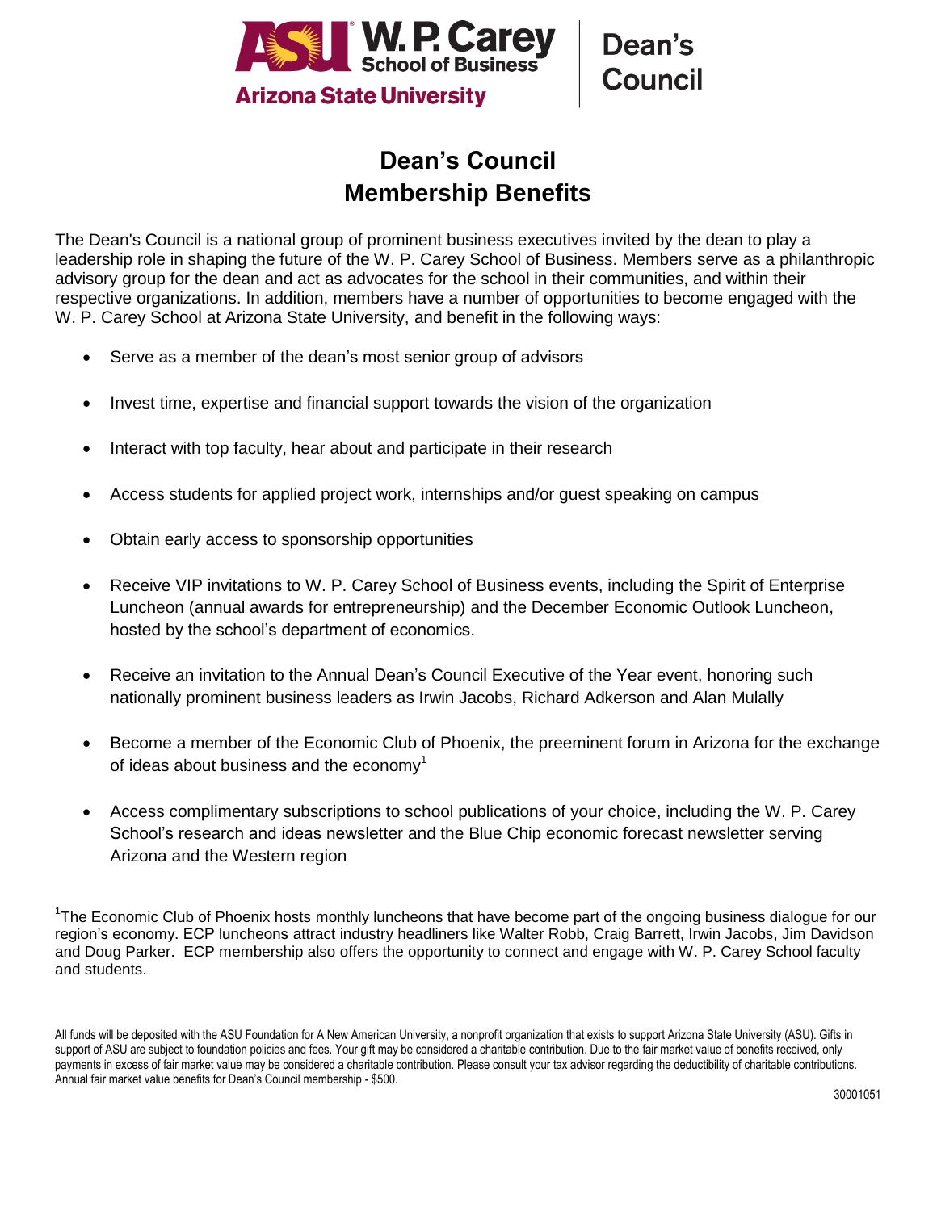ASU W. P. Carey School of Business
Arizona State University

Dean's Council

# Dean's Council
# Membership Benefits

The Dean's Council is a national group of prominent business executives invited by the dean to play a leadership role in shaping the future of the W. P. Carey School of Business. Members serve as a philanthropic advisory group for the dean and act as advocates for the school in their communities, and within their respective organizations. In addition, members have a number of opportunities to become engaged with the W. P. Carey School at Arizona State University, and benefit in the following ways:

- Serve as a member of the dean's most senior group of advisors
- Invest time, expertise and financial support towards the vision of the organization
- Interact with top faculty, hear about and participate in their research
- Access students for applied project work, internships and/or guest speaking on campus
- Obtain early access to sponsorship opportunities
- Receive VIP invitations to W. P. Carey School of Business events, including the Spirit of Enterprise Luncheon (annual awards for entrepreneurship) and the December Economic Outlook Luncheon, hosted by the school's department of economics.
- Receive an invitation to the Annual Dean's Council Executive of the Year event, honoring such nationally prominent business leaders as Irwin Jacobs, Richard Adkerson and Alan Mulally
- Become a member of the Economic Club of Phoenix, the preeminent forum in Arizona for the exchange of ideas about business and the economy[1]
- Access complimentary subscriptions to school publications of your choice, including the W. P. Carey School's research and ideas newsletter and the Blue Chip economic forecast newsletter serving Arizona and the Western region

[1]The Economic Club of Phoenix hosts monthly luncheons that have become part of the ongoing business dialogue for our region's economy. ECP luncheons attract industry headliners like Walter Robb, Craig Barrett, Irwin Jacobs, Jim Davidson and Doug Parker. ECP membership also offers the opportunity to connect and engage with W. P. Carey School faculty and students.

All funds will be deposited with the ASU Foundation for A New American University, a nonprofit organization that exists to support Arizona State University (ASU). Gifts in support of ASU are subject to foundation policies and fees. Your gift may be considered a charitable contribution. Due to the fair market value of benefits received, only payments in excess of fair market value may be considered a charitable contribution. Please consult your tax advisor regarding the deductibility of charitable contributions. Annual fair market value benefits for Dean's Council membership - $500.

30001051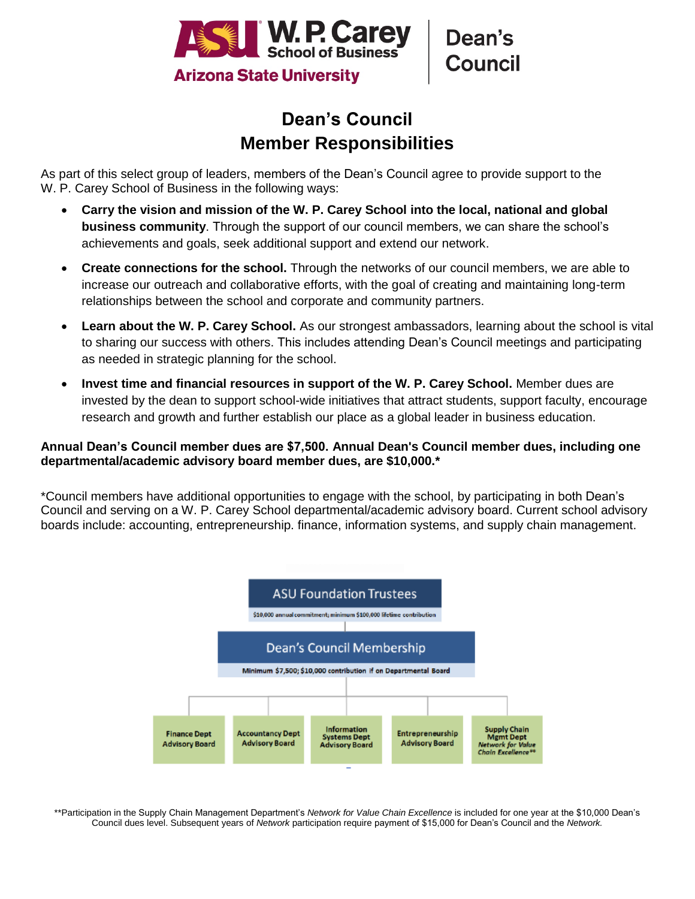Dean's Council

# Dean's Council
# Member Responsibilities

As part of this select group of leaders, members of the Dean's Council agree to provide support to the W. P. Carey School of Business in the following ways:

- **Carry the vision and mission of the W. P. Carey School into the local, national and global business community**. Through the support of our council members, we can share the school's achievements and goals, seek additional support and extend our network.
- **Create connections for the school.** Through the networks of our council members, we are able to increase our outreach and collaborative efforts, with the goal of creating and maintaining long-term relationships between the school and corporate and community partners.
- **Learn about the W. P. Carey School.** As our strongest ambassadors, learning about the school is vital to sharing our success with others. This includes attending Dean's Council meetings and participating as needed in strategic planning for the school.
- **Invest time and financial resources in support of the W. P. Carey School.** Member dues are invested by the dean to support school-wide initiatives that attract students, support faculty, encourage research and growth and further establish our place as a global leader in business education.

**Annual Dean's Council member dues are $7,500. Annual Dean's Council member dues, including one departmental/academic advisory board member dues, are $10,000.***

*Council members have additional opportunities to engage with the school, by participating in both Dean's Council and serving on a W. P. Carey School departmental/academic advisory board. Current school advisory boards include: accounting, entrepreneurship. finance, information systems, and supply chain management.

ASU Foundation Trustees

$10,000 annual commitment; minimum $100,000 lifetime contribution

Dean's Council Membership

Minimum $7,500; $10,000 contribution if on Departmental Board

Finance Dept Advisory Board

Accountancy Dept Advisory Board

Information Systems Dept Advisory Board

Entrepreneurship Advisory Board

Supply Chain Mgmt Dept *Network for Value Chain Excellence***

**Participation in the Supply Chain Management Department's *Network for Value Chain Excellence* is included for one year at the $10,000 Dean's Council dues level. Subsequent years of *Network* participation require payment of $15,000 for Dean's Council and the *Network.*